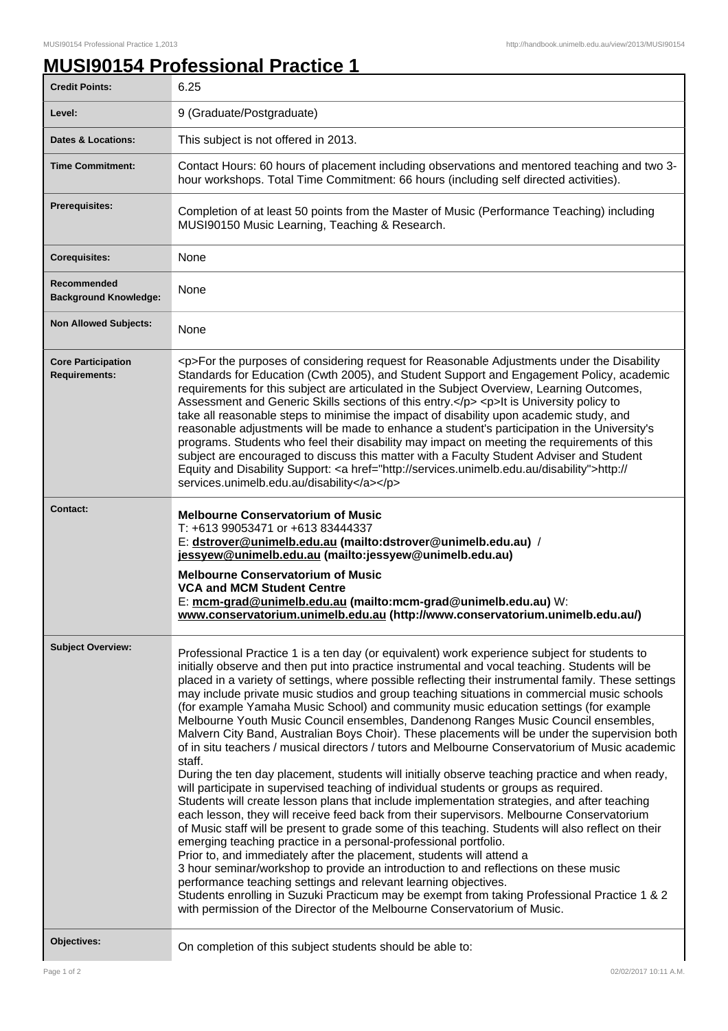# MUSI90154 Professional Practice 1

| | |
|---|---|
| **Credit Points:** | 6.25 |
| **Level:** | 9 (Graduate/Postgraduate) |
| **Dates & Locations:** | This subject is not offered in 2013. |
| **Time Commitment:** | Contact Hours: 60 hours of placement including observations and mentored teaching and two 3-hour workshops. Total Time Commitment: 66 hours (including self directed activities). |
| **Prerequisites:** | Completion of at least 50 points from the Master of Music (Performance Teaching) including MUSI90150 Music Learning, Teaching & Research. |
| **Corequisites:** | None |
| **Recommended Background Knowledge:** | None |
| **Non Allowed Subjects:** | None |
| **Core Participation Requirements:** | <p>For the purposes of considering request for Reasonable Adjustments under the Disability Standards for Education (Cwth 2005), and Student Support and Engagement Policy, academic requirements for this subject are articulated in the Subject Overview, Learning Outcomes, Assessment and Generic Skills sections of this entry.</p> <p>It is University policy to take all reasonable steps to minimise the impact of disability upon academic study, and reasonable adjustments will be made to enhance a student's participation in the University's programs. Students who feel their disability may impact on meeting the requirements of this subject are encouraged to discuss this matter with a Faculty Student Adviser and Student Equity and Disability Support: <a href="http://services.unimelb.edu.au/disability">http://services.unimelb.edu.au/disability</a></p> |
| **Contact:** | **Melbourne Conservatorium of Music**<br>T: +613 99053471 or +613 83444337<br>E: **dstrover@unimelb.edu.au (mailto:dstrover@unimelb.edu.au)** / **jessyew@unimelb.edu.au (mailto:jessyew@unimelb.edu.au)**<br>**Melbourne Conservatorium of Music**<br>**VCA and MCM Student Centre**<br>E: **mcm-grad@unimelb.edu.au (mailto:mcm-grad@unimelb.edu.au)** W: **www.conservatorium.unimelb.edu.au (http://www.conservatorium.unimelb.edu.au/)** |
| **Subject Overview:** | Professional Practice 1 is a ten day (or equivalent) work experience subject for students to initially observe and then put into practice instrumental and vocal teaching. Students will be placed in a variety of settings, where possible reflecting their instrumental family. These settings may include private music studios and group teaching situations in commercial music schools (for example Yamaha Music School) and community music education settings (for example Melbourne Youth Music Council ensembles, Dandenong Ranges Music Council ensembles, Malvern City Band, Australian Boys Choir). These placements will be under the supervision both of in situ teachers / musical directors / tutors and Melbourne Conservatorium of Music academic staff.<br>During the ten day placement, students will initially observe teaching practice and when ready, will participate in supervised teaching of individual students or groups as required.<br>Students will create lesson plans that include implementation strategies, and after teaching each lesson, they will receive feed back from their supervisors. Melbourne Conservatorium of Music staff will be present to grade some of this teaching. Students will also reflect on their emerging teaching practice in a personal-professional portfolio.<br>Prior to, and immediately after the placement, students will attend a 3 hour seminar/workshop to provide an introduction to and reflections on these music performance teaching settings and relevant learning objectives.<br>Students enrolling in Suzuki Practicum may be exempt from taking Professional Practice 1 & 2 with permission of the Director of the Melbourne Conservatorium of Music. |
| **Objectives:** | On completion of this subject students should be able to: |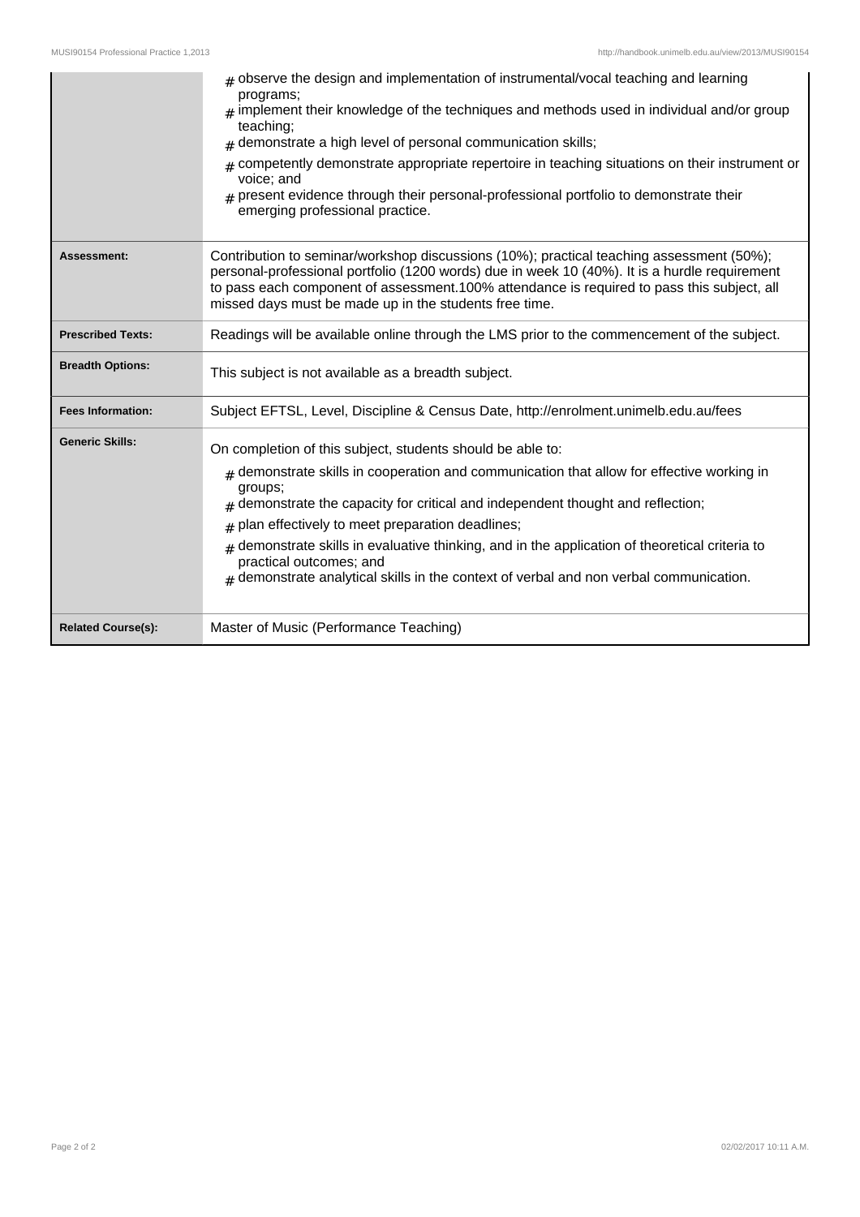| | |
|---|---|
| | # observe the design and implementation of instrumental/vocal teaching and learning programs;<br># implement their knowledge of the techniques and methods used in individual and/or group teaching;<br># demonstrate a high level of personal communication skills;<br># competently demonstrate appropriate repertoire in teaching situations on their instrument or voice; and<br># present evidence through their personal-professional portfolio to demonstrate their emerging professional practice. |
| **Assessment:** | Contribution to seminar/workshop discussions (10%); practical teaching assessment (50%); personal-professional portfolio (1200 words) due in week 10 (40%). It is a hurdle requirement to pass each component of assessment.100% attendance is required to pass this subject, all missed days must be made up in the students free time. |
| **Prescribed Texts:** | Readings will be available online through the LMS prior to the commencement of the subject. |
| **Breadth Options:** | This subject is not available as a breadth subject. |
| **Fees Information:** | Subject EFTSL, Level, Discipline & Census Date, http://enrolment.unimelb.edu.au/fees |
| **Generic Skills:** | On completion of this subject, students should be able to:<br># demonstrate skills in cooperation and communication that allow for effective working in groups;<br># demonstrate the capacity for critical and independent thought and reflection;<br># plan effectively to meet preparation deadlines;<br># demonstrate skills in evaluative thinking, and in the application of theoretical criteria to practical outcomes; and<br># demonstrate analytical skills in the context of verbal and non verbal communication. |
| **Related Course(s):** | Master of Music (Performance Teaching) |